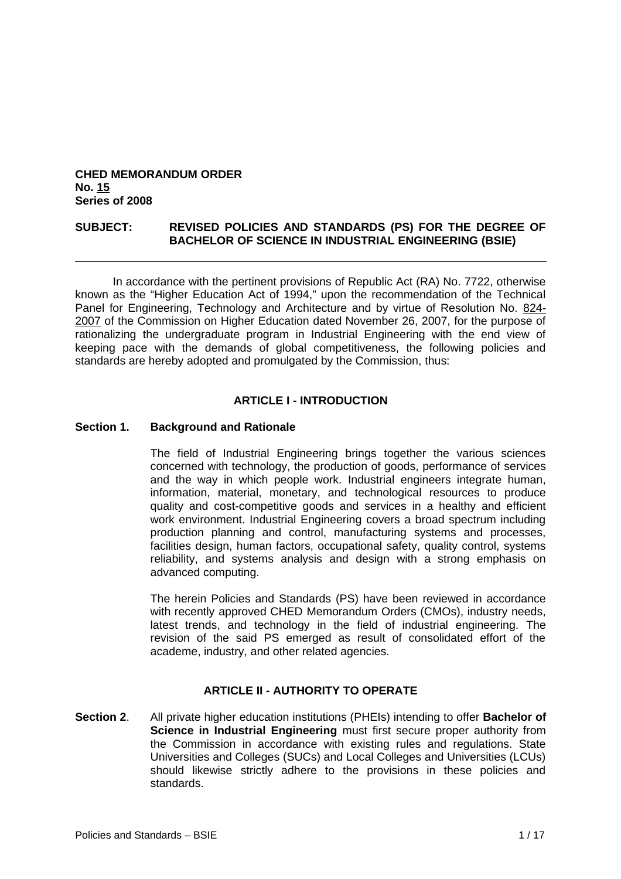**CHED MEMORANDUM ORDER**
**No. 15**
**Series of 2008**

**SUBJECT: REVISED POLICIES AND STANDARDS (PS) FOR THE DEGREE OF BACHELOR OF SCIENCE IN INDUSTRIAL ENGINEERING (BSIE)**

---

In accordance with the pertinent provisions of Republic Act (RA) No. 7722, otherwise known as the "Higher Education Act of 1994," upon the recommendation of the Technical Panel for Engineering, Technology and Architecture and by virtue of Resolution No. 824-2007 of the Commission on Higher Education dated November 26, 2007, for the purpose of rationalizing the undergraduate program in Industrial Engineering with the end view of keeping pace with the demands of global competitiveness, the following policies and standards are hereby adopted and promulgated by the Commission, thus:

## ARTICLE I - INTRODUCTION

### Section 1. Background and Rationale

The field of Industrial Engineering brings together the various sciences concerned with technology, the production of goods, performance of services and the way in which people work. Industrial engineers integrate human, information, material, monetary, and technological resources to produce quality and cost-competitive goods and services in a healthy and efficient work environment. Industrial Engineering covers a broad spectrum including production planning and control, manufacturing systems and processes, facilities design, human factors, occupational safety, quality control, systems reliability, and systems analysis and design with a strong emphasis on advanced computing.

The herein Policies and Standards (PS) have been reviewed in accordance with recently approved CHED Memorandum Orders (CMOs), industry needs, latest trends, and technology in the field of industrial engineering. The revision of the said PS emerged as result of consolidated effort of the academe, industry, and other related agencies.

## ARTICLE II - AUTHORITY TO OPERATE

**Section 2**. All private higher education institutions (PHEIs) intending to offer **Bachelor of Science in Industrial Engineering** must first secure proper authority from the Commission in accordance with existing rules and regulations. State Universities and Colleges (SUCs) and Local Colleges and Universities (LCUs) should likewise strictly adhere to the provisions in these policies and standards.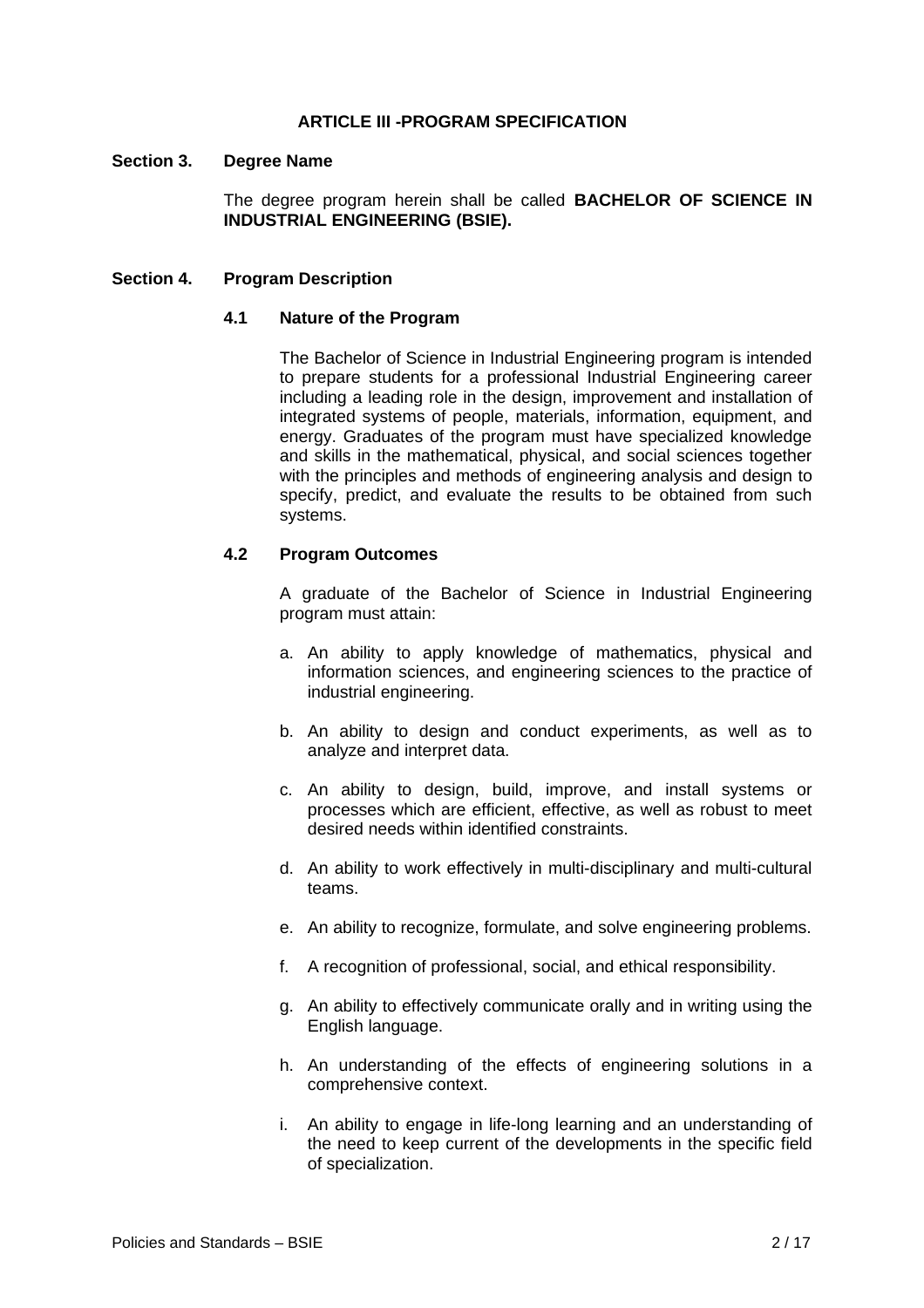## ARTICLE III -PROGRAM SPECIFICATION

### Section 3. Degree Name

The degree program herein shall be called **BACHELOR OF SCIENCE IN INDUSTRIAL ENGINEERING (BSIE).**

### Section 4. Program Description

#### 4.1 Nature of the Program

The Bachelor of Science in Industrial Engineering program is intended to prepare students for a professional Industrial Engineering career including a leading role in the design, improvement and installation of integrated systems of people, materials, information, equipment, and energy. Graduates of the program must have specialized knowledge and skills in the mathematical, physical, and social sciences together with the principles and methods of engineering analysis and design to specify, predict, and evaluate the results to be obtained from such systems.

#### 4.2 Program Outcomes

A graduate of the Bachelor of Science in Industrial Engineering program must attain:

a. An ability to apply knowledge of mathematics, physical and information sciences, and engineering sciences to the practice of industrial engineering.

b. An ability to design and conduct experiments, as well as to analyze and interpret data.

c. An ability to design, build, improve, and install systems or processes which are efficient, effective, as well as robust to meet desired needs within identified constraints.

d. An ability to work effectively in multi-disciplinary and multi-cultural teams.

e. An ability to recognize, formulate, and solve engineering problems.

f. A recognition of professional, social, and ethical responsibility.

g. An ability to effectively communicate orally and in writing using the English language.

h. An understanding of the effects of engineering solutions in a comprehensive context.

i. An ability to engage in life-long learning and an understanding of the need to keep current of the developments in the specific field of specialization.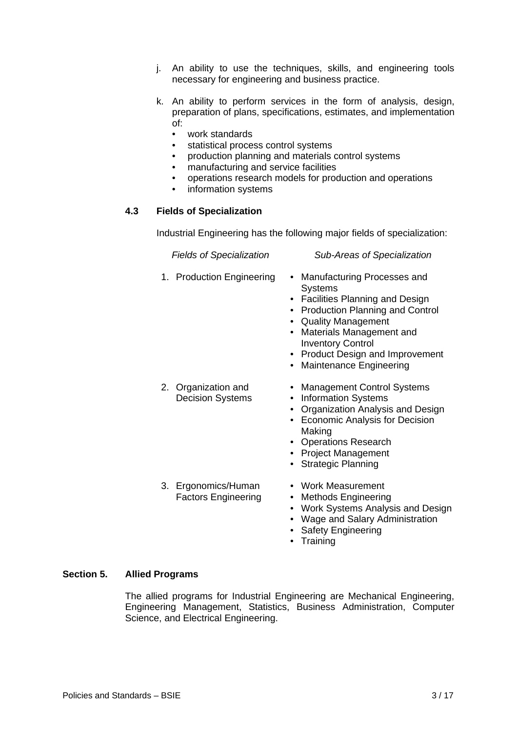j. An ability to use the techniques, skills, and engineering tools necessary for engineering and business practice.

k. An ability to perform services in the form of analysis, design, preparation of plans, specifications, estimates, and implementation of:
   - work standards
   - statistical process control systems
   - production planning and materials control systems
   - manufacturing and service facilities
   - operations research models for production and operations
   - information systems

### 4.3 Fields of Specialization

Industrial Engineering has the following major fields of specialization:

| *Fields of Specialization* | *Sub-Areas of Specialization* |
|---|---|
| 1. Production Engineering | • Manufacturing Processes and Systems<br>• Facilities Planning and Design<br>• Production Planning and Control<br>• Quality Management<br>• Materials Management and Inventory Control<br>• Product Design and Improvement<br>• Maintenance Engineering |
| 2. Organization and Decision Systems | • Management Control Systems<br>• Information Systems<br>• Organization Analysis and Design<br>• Economic Analysis for Decision Making<br>• Operations Research<br>• Project Management<br>• Strategic Planning |
| 3. Ergonomics/Human Factors Engineering | • Work Measurement<br>• Methods Engineering<br>• Work Systems Analysis and Design<br>• Wage and Salary Administration<br>• Safety Engineering<br>• Training |

## Section 5. Allied Programs

The allied programs for Industrial Engineering are Mechanical Engineering, Engineering Management, Statistics, Business Administration, Computer Science, and Electrical Engineering.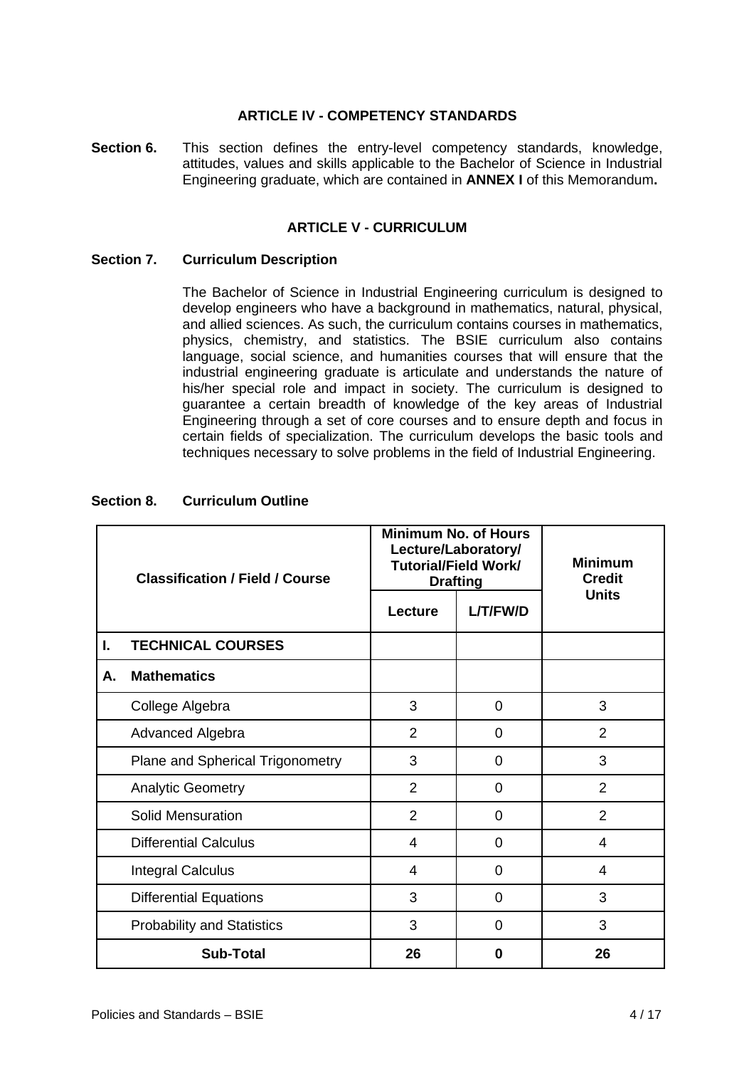### ARTICLE IV - COMPETENCY STANDARDS

**Section 6.** This section defines the entry-level competency standards, knowledge, attitudes, values and skills applicable to the Bachelor of Science in Industrial Engineering graduate, which are contained in **ANNEX I** of this Memorandum**.**

### ARTICLE V - CURRICULUM

**Section 7. Curriculum Description**

The Bachelor of Science in Industrial Engineering curriculum is designed to develop engineers who have a background in mathematics, natural, physical, and allied sciences. As such, the curriculum contains courses in mathematics, physics, chemistry, and statistics. The BSIE curriculum also contains language, social science, and humanities courses that will ensure that the industrial engineering graduate is articulate and understands the nature of his/her special role and impact in society. The curriculum is designed to guarantee a certain breadth of knowledge of the key areas of Industrial Engineering through a set of core courses and to ensure depth and focus in certain fields of specialization. The curriculum develops the basic tools and techniques necessary to solve problems in the field of Industrial Engineering.

**Section 8. Curriculum Outline**

| Classification / Field / Course | Minimum No. of Hours Lecture/Laboratory/ Tutorial/Field Work/ Drafting | | Minimum Credit Units |
|---|---|---|---|
| | Lecture | L/T/FW/D | |
| **I. TECHNICAL COURSES** | | | |
| **A. Mathematics** | | | |
| College Algebra | 3 | 0 | 3 |
| Advanced Algebra | 2 | 0 | 2 |
| Plane and Spherical Trigonometry | 3 | 0 | 3 |
| Analytic Geometry | 2 | 0 | 2 |
| Solid Mensuration | 2 | 0 | 2 |
| Differential Calculus | 4 | 0 | 4 |
| Integral Calculus | 4 | 0 | 4 |
| Differential Equations | 3 | 0 | 3 |
| Probability and Statistics | 3 | 0 | 3 |
| **Sub-Total** | **26** | **0** | **26** |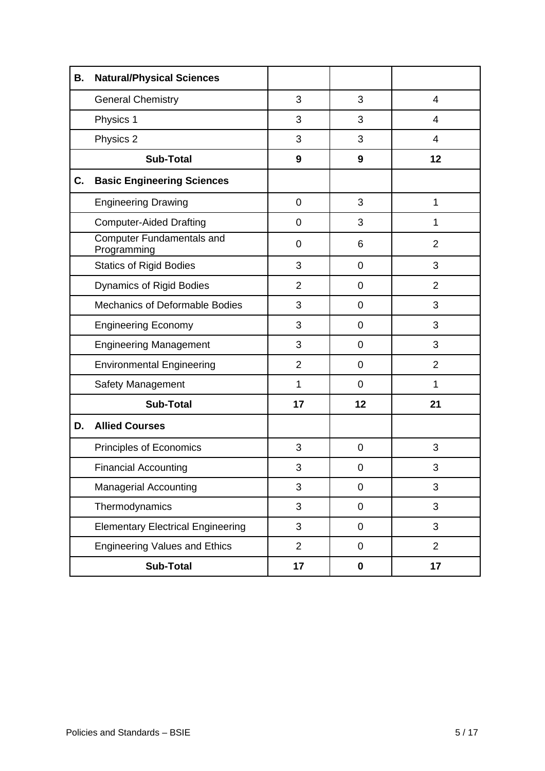| B. | Natural/Physical Sciences | | | |
|---|---|---|---|---|
| | General Chemistry | 3 | 3 | 4 |
| | Physics 1 | 3 | 3 | 4 |
| | Physics 2 | 3 | 3 | 4 |
| | **Sub-Total** | **9** | **9** | **12** |
| **C.** | **Basic Engineering Sciences** | | | |
| | Engineering Drawing | 0 | 3 | 1 |
| | Computer-Aided Drafting | 0 | 3 | 1 |
| | Computer Fundamentals and Programming | 0 | 6 | 2 |
| | Statics of Rigid Bodies | 3 | 0 | 3 |
| | Dynamics of Rigid Bodies | 2 | 0 | 2 |
| | Mechanics of Deformable Bodies | 3 | 0 | 3 |
| | Engineering Economy | 3 | 0 | 3 |
| | Engineering Management | 3 | 0 | 3 |
| | Environmental Engineering | 2 | 0 | 2 |
| | Safety Management | 1 | 0 | 1 |
| | **Sub-Total** | **17** | **12** | **21** |
| **D.** | **Allied Courses** | | | |
| | Principles of Economics | 3 | 0 | 3 |
| | Financial Accounting | 3 | 0 | 3 |
| | Managerial Accounting | 3 | 0 | 3 |
| | Thermodynamics | 3 | 0 | 3 |
| | Elementary Electrical Engineering | 3 | 0 | 3 |
| | Engineering Values and Ethics | 2 | 0 | 2 |
| | **Sub-Total** | **17** | **0** | **17** |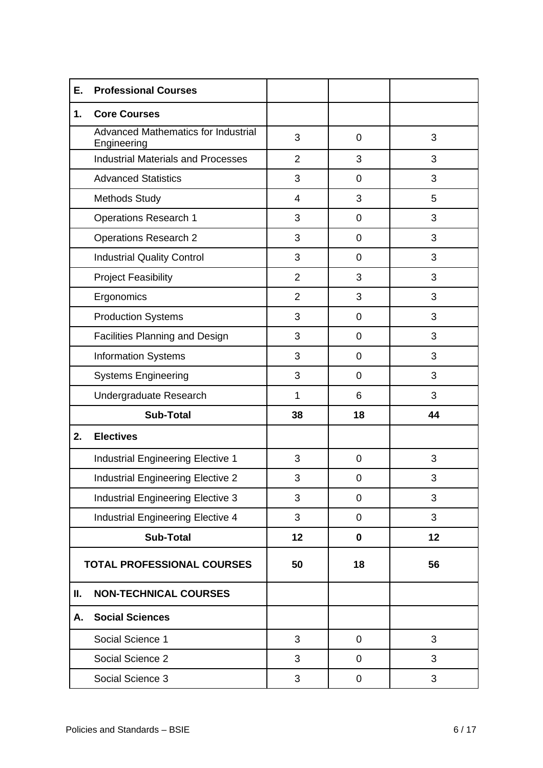| | | | |
|---|---|---|---|
| **E. Professional Courses** | | | |
| **1. Core Courses** | | | |
| Advanced Mathematics for Industrial Engineering | 3 | 0 | 3 |
| Industrial Materials and Processes | 2 | 3 | 3 |
| Advanced Statistics | 3 | 0 | 3 |
| Methods Study | 4 | 3 | 5 |
| Operations Research 1 | 3 | 0 | 3 |
| Operations Research 2 | 3 | 0 | 3 |
| Industrial Quality Control | 3 | 0 | 3 |
| Project Feasibility | 2 | 3 | 3 |
| Ergonomics | 2 | 3 | 3 |
| Production Systems | 3 | 0 | 3 |
| Facilities Planning and Design | 3 | 0 | 3 |
| Information Systems | 3 | 0 | 3 |
| Systems Engineering | 3 | 0 | 3 |
| Undergraduate Research | 1 | 6 | 3 |
| **Sub-Total** | **38** | **18** | **44** |
| **2. Electives** | | | |
| Industrial Engineering Elective 1 | 3 | 0 | 3 |
| Industrial Engineering Elective 2 | 3 | 0 | 3 |
| Industrial Engineering Elective 3 | 3 | 0 | 3 |
| Industrial Engineering Elective 4 | 3 | 0 | 3 |
| **Sub-Total** | **12** | **0** | **12** |
| **TOTAL PROFESSIONAL COURSES** | **50** | **18** | **56** |
| **II. NON-TECHNICAL COURSES** | | | |
| **A. Social Sciences** | | | |
| Social Science 1 | 3 | 0 | 3 |
| Social Science 2 | 3 | 0 | 3 |
| Social Science 3 | 3 | 0 | 3 |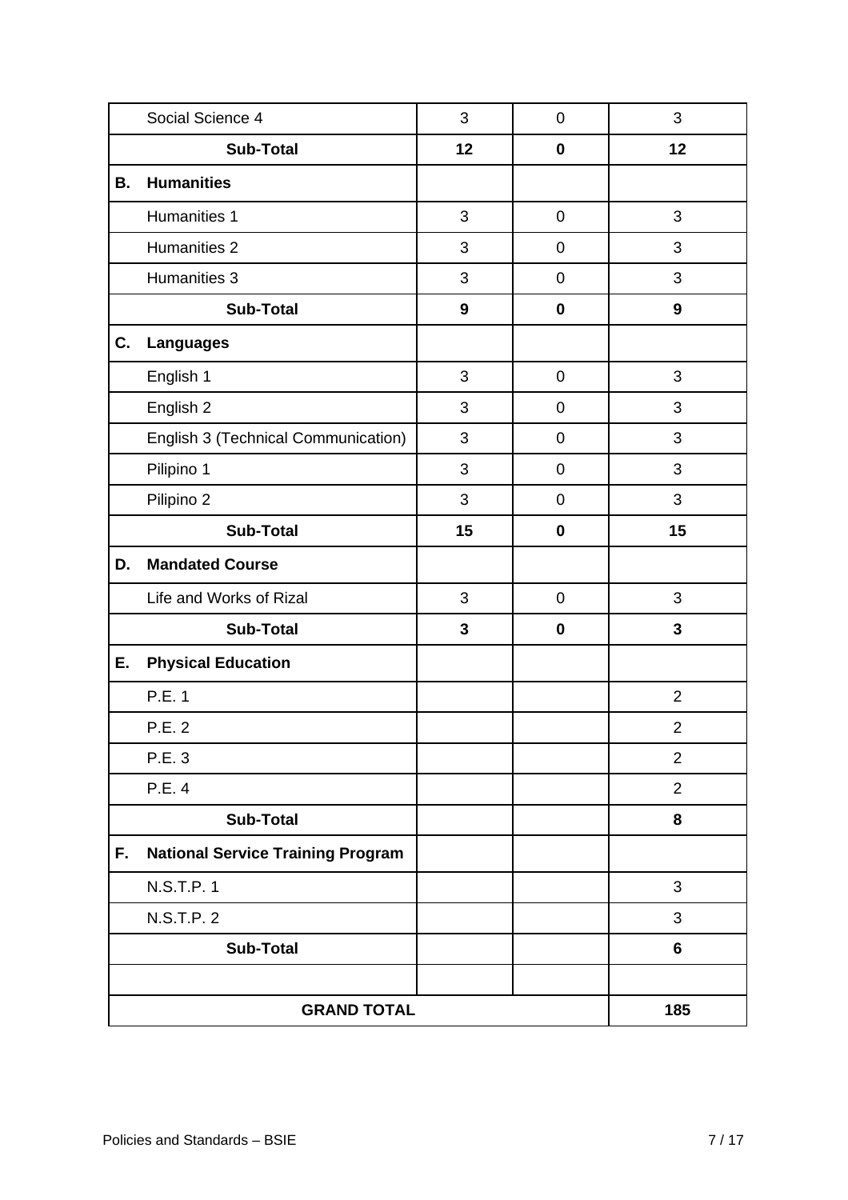| | | | | |
|---|---|---|---|---|
| | Social Science 4 | 3 | 0 | 3 |
| | **Sub-Total** | **12** | **0** | **12** |
| **B.** | **Humanities** | | | |
| | Humanities 1 | 3 | 0 | 3 |
| | Humanities 2 | 3 | 0 | 3 |
| | Humanities 3 | 3 | 0 | 3 |
| | **Sub-Total** | **9** | **0** | **9** |
| **C.** | **Languages** | | | |
| | English 1 | 3 | 0 | 3 |
| | English 2 | 3 | 0 | 3 |
| | English 3 (Technical Communication) | 3 | 0 | 3 |
| | Pilipino 1 | 3 | 0 | 3 |
| | Pilipino 2 | 3 | 0 | 3 |
| | **Sub-Total** | **15** | **0** | **15** |
| **D.** | **Mandated Course** | | | |
| | Life and Works of Rizal | 3 | 0 | 3 |
| | **Sub-Total** | **3** | **0** | **3** |
| **E.** | **Physical Education** | | | |
| | P.E. 1 | | | 2 |
| | P.E. 2 | | | 2 |
| | P.E. 3 | | | 2 |
| | P.E. 4 | | | 2 |
| | **Sub-Total** | | | **8** |
| **F.** | **National Service Training Program** | | | |
| | N.S.T.P. 1 | | | 3 |
| | N.S.T.P. 2 | | | 3 |
| | **Sub-Total** | | | **6** |
| | | | | |
| | **GRAND TOTAL** | | | **185** |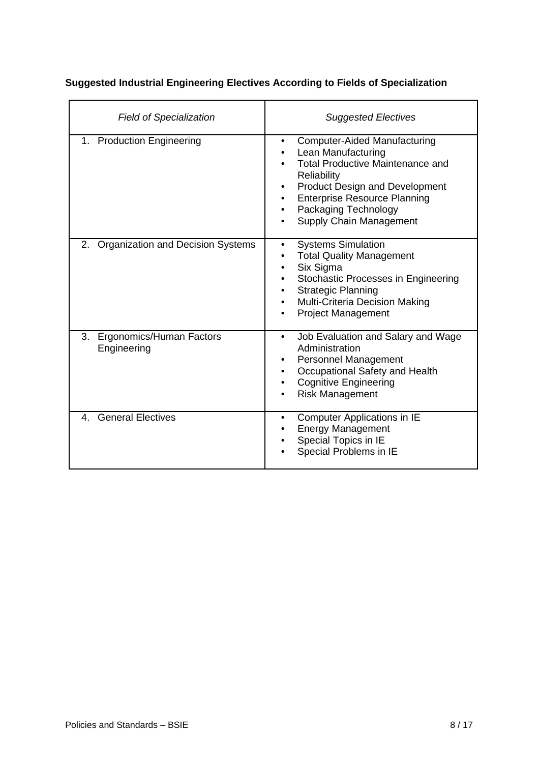**Suggested Industrial Engineering Electives According to Fields of Specialization**

| *Field of Specialization* | *Suggested Electives* |
| --- | --- |
| 1. Production Engineering | • Computer-Aided Manufacturing<br>• Lean Manufacturing<br>• Total Productive Maintenance and Reliability<br>• Product Design and Development<br>• Enterprise Resource Planning<br>• Packaging Technology<br>• Supply Chain Management |
| 2. Organization and Decision Systems | • Systems Simulation<br>• Total Quality Management<br>• Six Sigma<br>• Stochastic Processes in Engineering<br>• Strategic Planning<br>• Multi-Criteria Decision Making<br>• Project Management |
| 3. Ergonomics/Human Factors Engineering | • Job Evaluation and Salary and Wage Administration<br>• Personnel Management<br>• Occupational Safety and Health<br>• Cognitive Engineering<br>• Risk Management |
| 4. General Electives | • Computer Applications in IE<br>• Energy Management<br>• Special Topics in IE<br>• Special Problems in IE |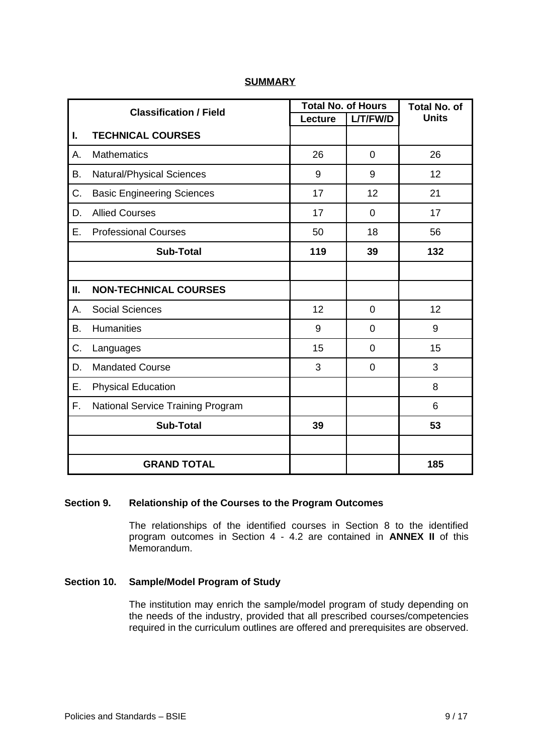## SUMMARY

| Classification / Field | | Total No. of Hours | | Total No. of Units |
|---|---|---|---|---|
| | | Lecture | L/T/FW/D | |
| **I.** | **TECHNICAL COURSES** | | | |
| A. | Mathematics | 26 | 0 | 26 |
| B. | Natural/Physical Sciences | 9 | 9 | 12 |
| C. | Basic Engineering Sciences | 17 | 12 | 21 |
| D. | Allied Courses | 17 | 0 | 17 |
| E. | Professional Courses | 50 | 18 | 56 |
| | **Sub-Total** | **119** | **39** | **132** |
| | | | | |
| **II.** | **NON-TECHNICAL COURSES** | | | |
| A. | Social Sciences | 12 | 0 | 12 |
| B. | Humanities | 9 | 0 | 9 |
| C. | Languages | 15 | 0 | 15 |
| D. | Mandated Course | 3 | 0 | 3 |
| E. | Physical Education | | | 8 |
| F. | National Service Training Program | | | 6 |
| | **Sub-Total** | **39** | | **53** |
| | | | | |
| | **GRAND TOTAL** | | | **185** |

**Section 9. Relationship of the Courses to the Program Outcomes**

The relationships of the identified courses in Section 8 to the identified program outcomes in Section 4 - 4.2 are contained in **ANNEX II** of this Memorandum.

**Section 10. Sample/Model Program of Study**

The institution may enrich the sample/model program of study depending on the needs of the industry, provided that all prescribed courses/competencies required in the curriculum outlines are offered and prerequisites are observed.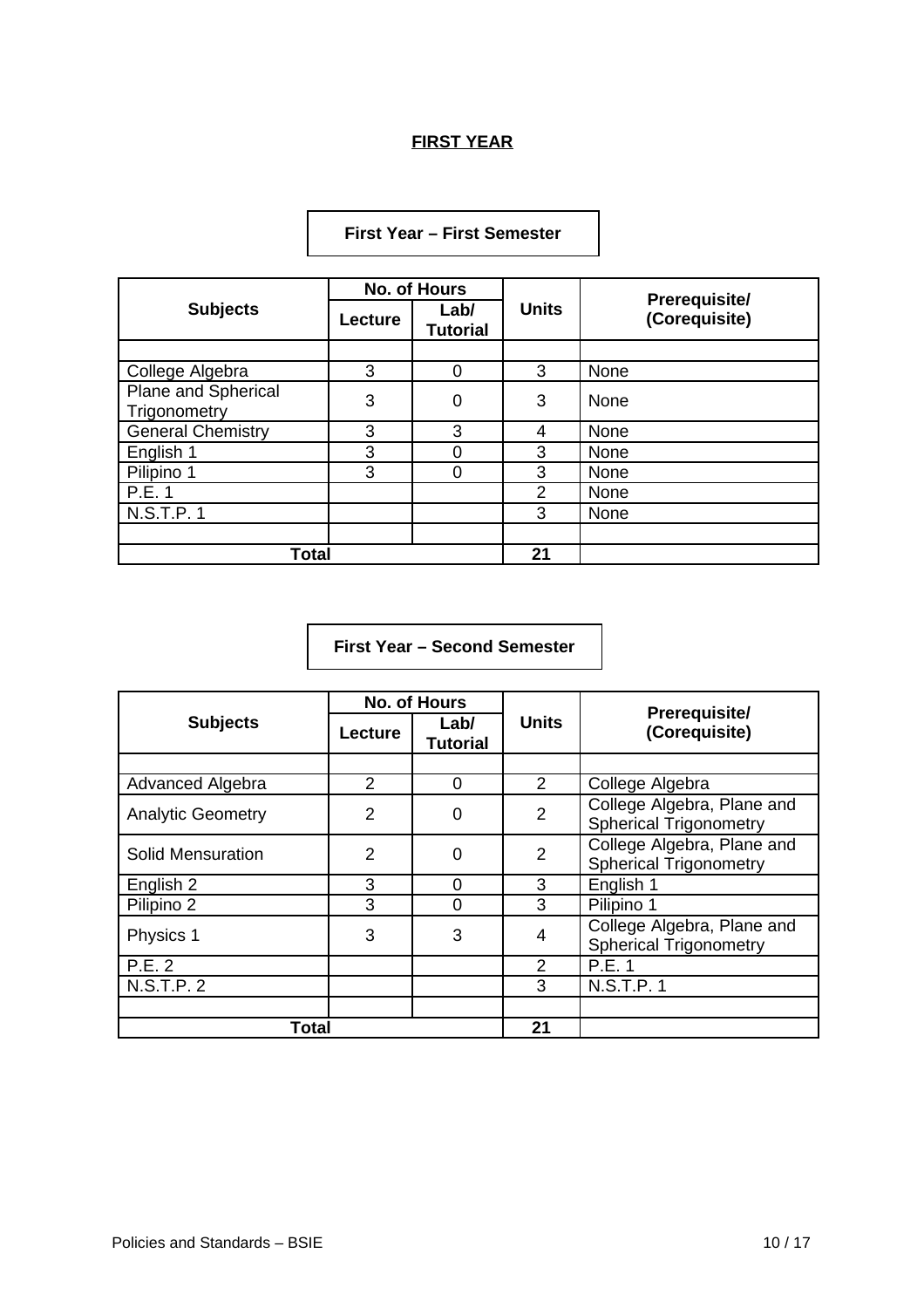# FIRST YEAR

**First Year – First Semester**

| Subjects | No. of Hours | | Units | Prerequisite/ (Corequisite) |
|---|---|---|---|---|
| | Lecture | Lab/ Tutorial | | |
| | | | | |
| College Algebra | 3 | 0 | 3 | None |
| Plane and Spherical Trigonometry | 3 | 0 | 3 | None |
| General Chemistry | 3 | 3 | 4 | None |
| English 1 | 3 | 0 | 3 | None |
| Pilipino 1 | 3 | 0 | 3 | None |
| P.E. 1 | | | 2 | None |
| N.S.T.P. 1 | | | 3 | None |
| | | | | |
| **Total** | | | **21** | |

**First Year – Second Semester**

| Subjects | No. of Hours | | Units | Prerequisite/ (Corequisite) |
|---|---|---|---|---|
| | Lecture | Lab/ Tutorial | | |
| | | | | |
| Advanced Algebra | 2 | 0 | 2 | College Algebra |
| Analytic Geometry | 2 | 0 | 2 | College Algebra, Plane and Spherical Trigonometry |
| Solid Mensuration | 2 | 0 | 2 | College Algebra, Plane and Spherical Trigonometry |
| English 2 | 3 | 0 | 3 | English 1 |
| Pilipino 2 | 3 | 0 | 3 | Pilipino 1 |
| Physics 1 | 3 | 3 | 4 | College Algebra, Plane and Spherical Trigonometry |
| P.E. 2 | | | 2 | P.E. 1 |
| N.S.T.P. 2 | | | 3 | N.S.T.P. 1 |
| | | | | |
| **Total** | | | **21** | |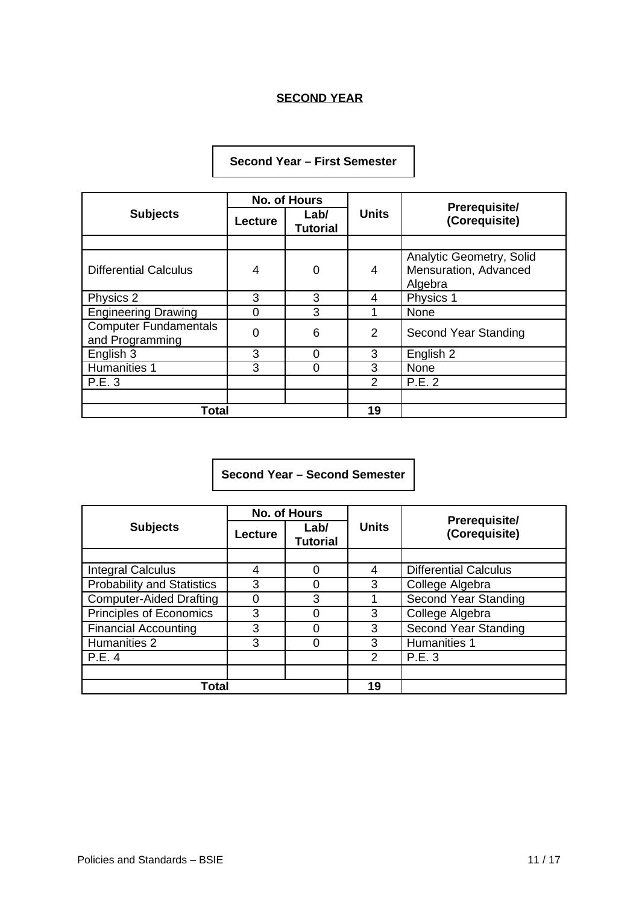# SECOND YEAR

## Second Year – First Semester

| Subjects | No. of Hours | | Units | Prerequisite/ (Corequisite) |
|---|---|---|---|---|
| | Lecture | Lab/ Tutorial | | |
| | | | | |
| Differential Calculus | 4 | 0 | 4 | Analytic Geometry, Solid Mensuration, Advanced Algebra |
| Physics 2 | 3 | 3 | 4 | Physics 1 |
| Engineering Drawing | 0 | 3 | 1 | None |
| Computer Fundamentals and Programming | 0 | 6 | 2 | Second Year Standing |
| English 3 | 3 | 0 | 3 | English 2 |
| Humanities 1 | 3 | 0 | 3 | None |
| P.E. 3 | | | 2 | P.E. 2 |
| | | | | |
| **Total** | | | **19** | |

## Second Year – Second Semester

| Subjects | No. of Hours | | Units | Prerequisite/ (Corequisite) |
|---|---|---|---|---|
| | Lecture | Lab/ Tutorial | | |
| | | | | |
| Integral Calculus | 4 | 0 | 4 | Differential Calculus |
| Probability and Statistics | 3 | 0 | 3 | College Algebra |
| Computer-Aided Drafting | 0 | 3 | 1 | Second Year Standing |
| Principles of Economics | 3 | 0 | 3 | College Algebra |
| Financial Accounting | 3 | 0 | 3 | Second Year Standing |
| Humanities 2 | 3 | 0 | 3 | Humanities 1 |
| P.E. 4 | | | 2 | P.E. 3 |
| | | | | |
| **Total** | | | **19** | |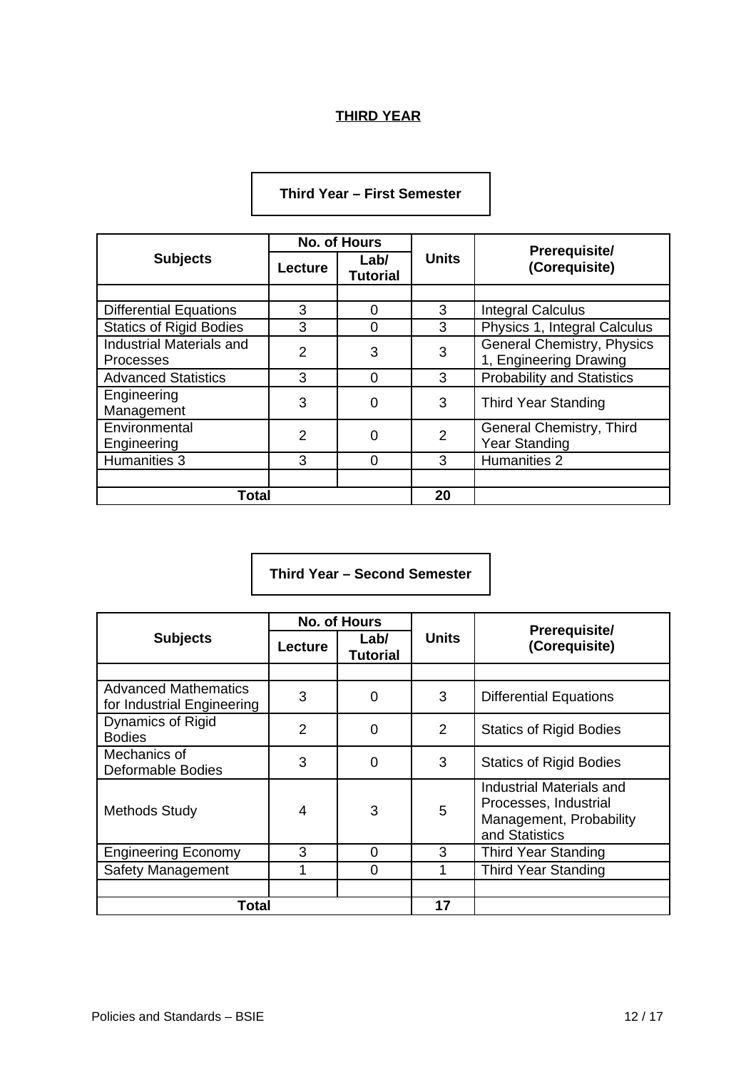# THIRD YEAR

## Third Year – First Semester

| Subjects | No. of Hours | | Units | Prerequisite/ (Corequisite) |
|---|---|---|---|---|
| | Lecture | Lab/ Tutorial | | |
| | | | | |
| Differential Equations | 3 | 0 | 3 | Integral Calculus |
| Statics of Rigid Bodies | 3 | 0 | 3 | Physics 1, Integral Calculus |
| Industrial Materials and Processes | 2 | 3 | 3 | General Chemistry, Physics 1, Engineering Drawing |
| Advanced Statistics | 3 | 0 | 3 | Probability and Statistics |
| Engineering Management | 3 | 0 | 3 | Third Year Standing |
| Environmental Engineering | 2 | 0 | 2 | General Chemistry, Third Year Standing |
| Humanities 3 | 3 | 0 | 3 | Humanities 2 |
| | | | | |
| **Total** | | | **20** | |

## Third Year – Second Semester

| Subjects | No. of Hours | | Units | Prerequisite/ (Corequisite) |
|---|---|---|---|---|
| | Lecture | Lab/ Tutorial | | |
| | | | | |
| Advanced Mathematics for Industrial Engineering | 3 | 0 | 3 | Differential Equations |
| Dynamics of Rigid Bodies | 2 | 0 | 2 | Statics of Rigid Bodies |
| Mechanics of Deformable Bodies | 3 | 0 | 3 | Statics of Rigid Bodies |
| Methods Study | 4 | 3 | 5 | Industrial Materials and Processes, Industrial Management, Probability and Statistics |
| Engineering Economy | 3 | 0 | 3 | Third Year Standing |
| Safety Management | 1 | 0 | 1 | Third Year Standing |
| | | | | |
| **Total** | | | **17** | |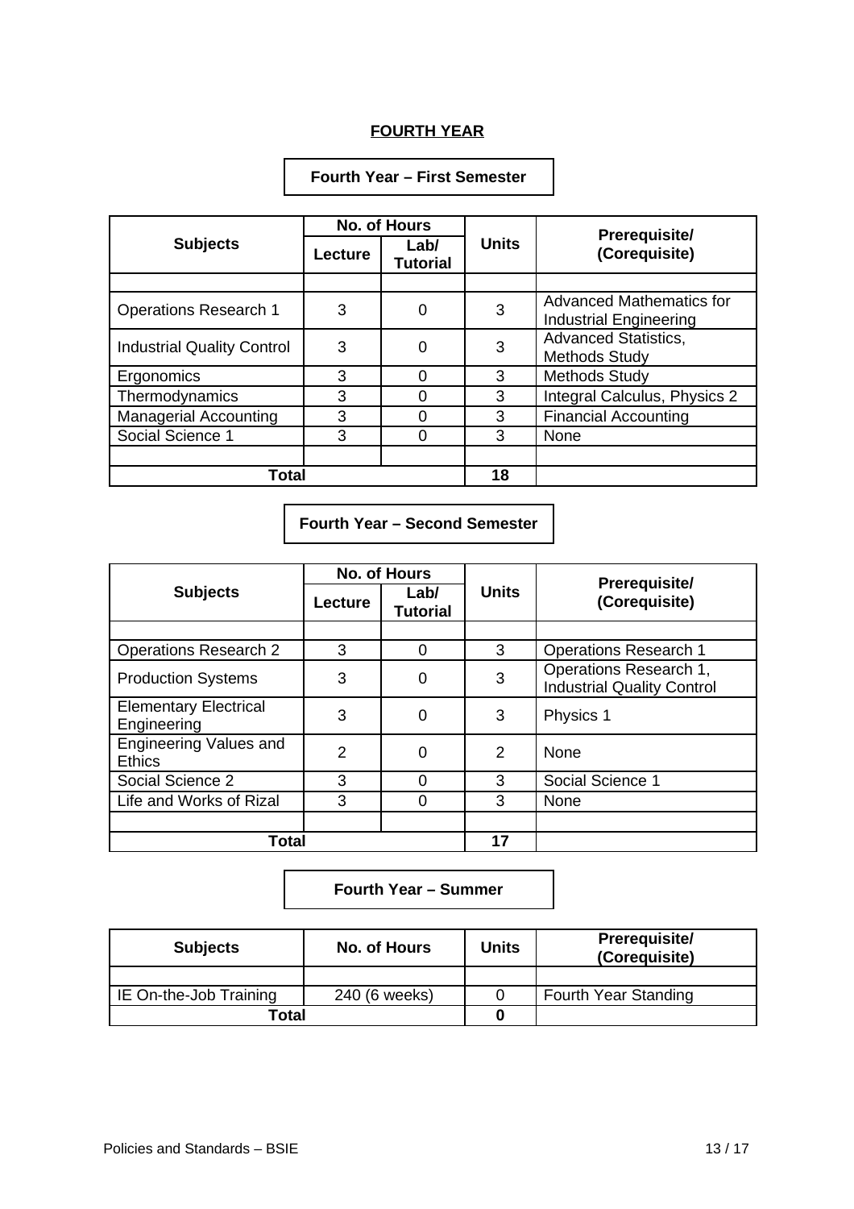# FOURTH YEAR

## Fourth Year – First Semester

| Subjects | No. of Hours | | Units | Prerequisite/ (Corequisite) |
|---|---|---|---|---|
| | Lecture | Lab/ Tutorial | | |
| | | | | |
| Operations Research 1 | 3 | 0 | 3 | Advanced Mathematics for Industrial Engineering |
| Industrial Quality Control | 3 | 0 | 3 | Advanced Statistics, Methods Study |
| Ergonomics | 3 | 0 | 3 | Methods Study |
| Thermodynamics | 3 | 0 | 3 | Integral Calculus, Physics 2 |
| Managerial Accounting | 3 | 0 | 3 | Financial Accounting |
| Social Science 1 | 3 | 0 | 3 | None |
| | | | | |
| **Total** | | | **18** | |

## Fourth Year – Second Semester

| Subjects | No. of Hours | | Units | Prerequisite/ (Corequisite) |
|---|---|---|---|---|
| | Lecture | Lab/ Tutorial | | |
| | | | | |
| Operations Research 2 | 3 | 0 | 3 | Operations Research 1 |
| Production Systems | 3 | 0 | 3 | Operations Research 1, Industrial Quality Control |
| Elementary Electrical Engineering | 3 | 0 | 3 | Physics 1 |
| Engineering Values and Ethics | 2 | 0 | 2 | None |
| Social Science 2 | 3 | 0 | 3 | Social Science 1 |
| Life and Works of Rizal | 3 | 0 | 3 | None |
| | | | | |
| **Total** | | | **17** | |

## Fourth Year – Summer

| Subjects | No. of Hours | Units | Prerequisite/ (Corequisite) |
|---|---|---|---|
| | | | |
| IE On-the-Job Training | 240 (6 weeks) | 0 | Fourth Year Standing |
| **Total** | | **0** | |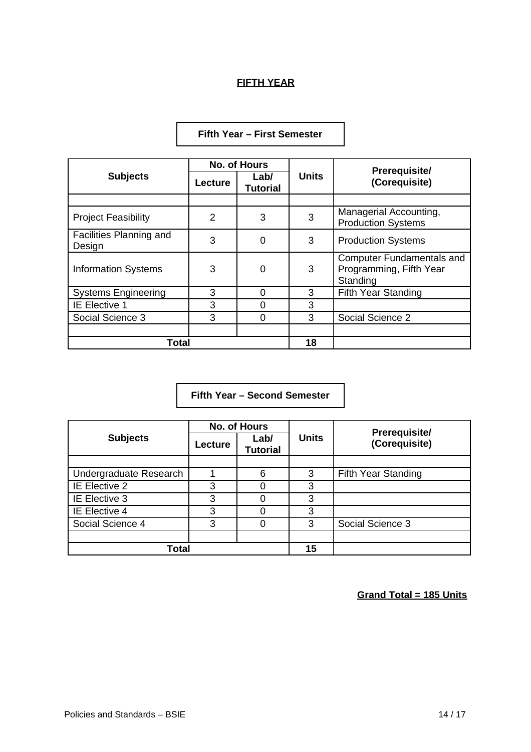# FIFTH YEAR

## Fifth Year – First Semester

| Subjects | No. of Hours | | Units | Prerequisite/ (Corequisite) |
|---|---|---|---|---|
| | Lecture | Lab/ Tutorial | | |
| | | | | |
| Project Feasibility | 2 | 3 | 3 | Managerial Accounting, Production Systems |
| Facilities Planning and Design | 3 | 0 | 3 | Production Systems |
| Information Systems | 3 | 0 | 3 | Computer Fundamentals and Programming, Fifth Year Standing |
| Systems Engineering | 3 | 0 | 3 | Fifth Year Standing |
| IE Elective 1 | 3 | 0 | 3 | |
| Social Science 3 | 3 | 0 | 3 | Social Science 2 |
| | | | | |
| **Total** | | | **18** | |

## Fifth Year – Second Semester

| Subjects | No. of Hours | | Units | Prerequisite/ (Corequisite) |
|---|---|---|---|---|
| | Lecture | Lab/ Tutorial | | |
| | | | | |
| Undergraduate Research | 1 | 6 | 3 | Fifth Year Standing |
| IE Elective 2 | 3 | 0 | 3 | |
| IE Elective 3 | 3 | 0 | 3 | |
| IE Elective 4 | 3 | 0 | 3 | |
| Social Science 4 | 3 | 0 | 3 | Social Science 3 |
| | | | | |
| **Total** | | | **15** | |

**Grand Total = 185 Units**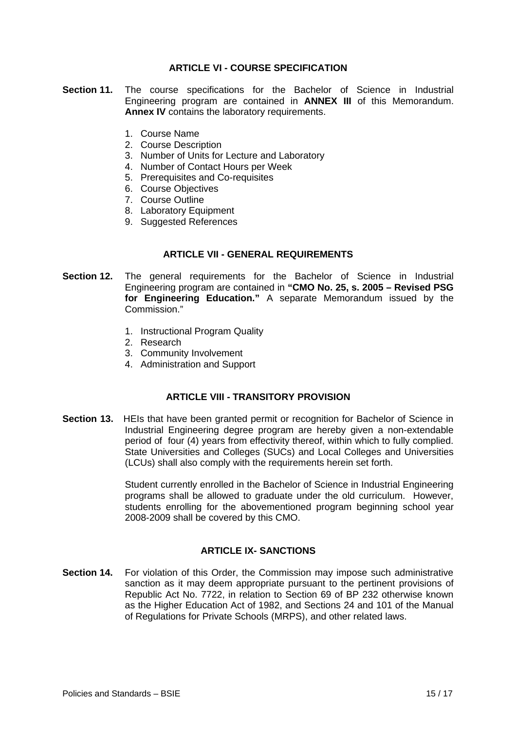## ARTICLE VI - COURSE SPECIFICATION

**Section 11.** The course specifications for the Bachelor of Science in Industrial Engineering program are contained in **ANNEX III** of this Memorandum. **Annex IV** contains the laboratory requirements.

1. Course Name
2. Course Description
3. Number of Units for Lecture and Laboratory
4. Number of Contact Hours per Week
5. Prerequisites and Co-requisites
6. Course Objectives
7. Course Outline
8. Laboratory Equipment
9. Suggested References

## ARTICLE VII - GENERAL REQUIREMENTS

**Section 12.** The general requirements for the Bachelor of Science in Industrial Engineering program are contained in **"CMO No. 25, s. 2005 – Revised PSG for Engineering Education."** A separate Memorandum issued by the Commission."

1. Instructional Program Quality
2. Research
3. Community Involvement
4. Administration and Support

## ARTICLE VIII - TRANSITORY PROVISION

**Section 13.** HEIs that have been granted permit or recognition for Bachelor of Science in Industrial Engineering degree program are hereby given a non-extendable period of four (4) years from effectivity thereof, within which to fully complied. State Universities and Colleges (SUCs) and Local Colleges and Universities (LCUs) shall also comply with the requirements herein set forth.

Student currently enrolled in the Bachelor of Science in Industrial Engineering programs shall be allowed to graduate under the old curriculum. However, students enrolling for the abovementioned program beginning school year 2008-2009 shall be covered by this CMO.

## ARTICLE IX- SANCTIONS

**Section 14.** For violation of this Order, the Commission may impose such administrative sanction as it may deem appropriate pursuant to the pertinent provisions of Republic Act No. 7722, in relation to Section 69 of BP 232 otherwise known as the Higher Education Act of 1982, and Sections 24 and 101 of the Manual of Regulations for Private Schools (MRPS), and other related laws.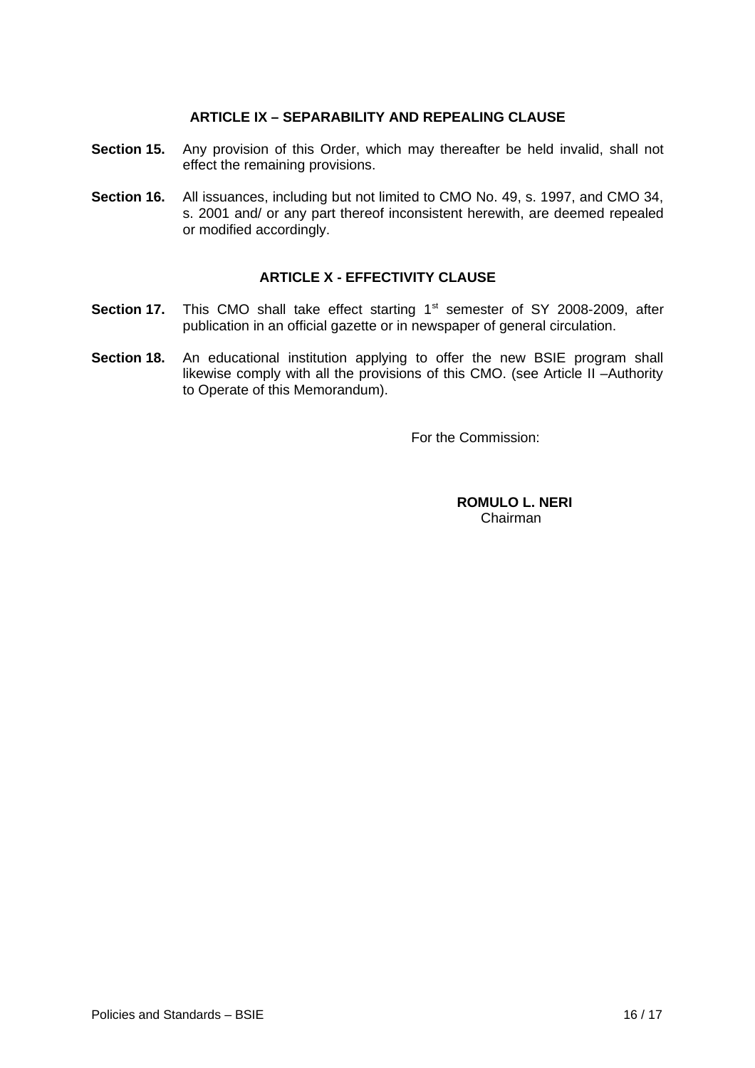## ARTICLE IX – SEPARABILITY AND REPEALING CLAUSE

**Section 15.** Any provision of this Order, which may thereafter be held invalid, shall not effect the remaining provisions.

**Section 16.** All issuances, including but not limited to CMO No. 49, s. 1997, and CMO 34, s. 2001 and/ or any part thereof inconsistent herewith, are deemed repealed or modified accordingly.

## ARTICLE X - EFFECTIVITY CLAUSE

**Section 17.** This CMO shall take effect starting 1st semester of SY 2008-2009, after publication in an official gazette or in newspaper of general circulation.

**Section 18.** An educational institution applying to offer the new BSIE program shall likewise comply with all the provisions of this CMO. (see Article II –Authority to Operate of this Memorandum).

For the Commission:

**ROMULO L. NERI**
Chairman